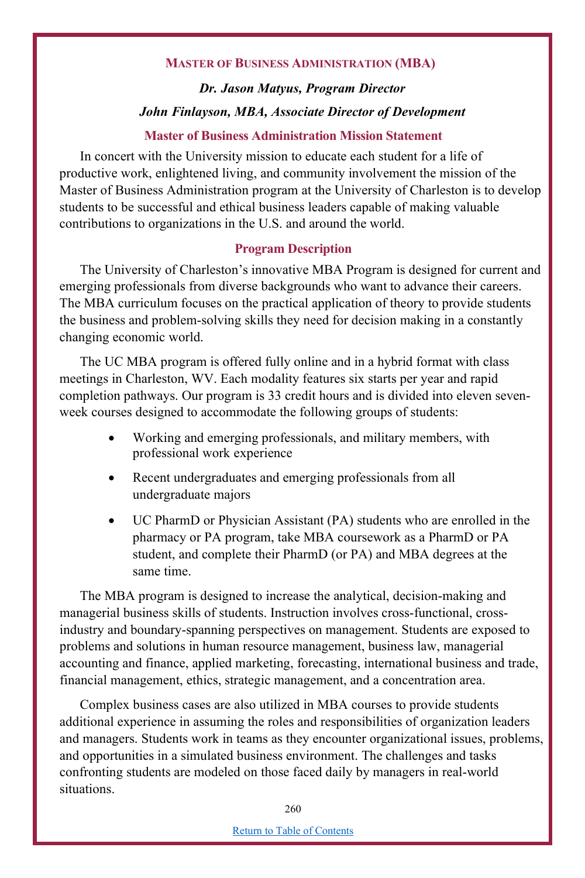# Master of Business Administration (MBA)

***Dr. Jason Matyus, Program Director***

***John Finlayson, MBA, Associate Director of Development***

## Master of Business Administration Mission Statement

In concert with the University mission to educate each student for a life of productive work, enlightened living, and community involvement the mission of the Master of Business Administration program at the University of Charleston is to develop students to be successful and ethical business leaders capable of making valuable contributions to organizations in the U.S. and around the world.

## Program Description

The University of Charleston's innovative MBA Program is designed for current and emerging professionals from diverse backgrounds who want to advance their careers. The MBA curriculum focuses on the practical application of theory to provide students the business and problem-solving skills they need for decision making in a constantly changing economic world.

The UC MBA program is offered fully online and in a hybrid format with class meetings in Charleston, WV. Each modality features six starts per year and rapid completion pathways. Our program is 33 credit hours and is divided into eleven seven-week courses designed to accommodate the following groups of students:

- Working and emerging professionals, and military members, with professional work experience
- Recent undergraduates and emerging professionals from all undergraduate majors
- UC PharmD or Physician Assistant (PA) students who are enrolled in the pharmacy or PA program, take MBA coursework as a PharmD or PA student, and complete their PharmD (or PA) and MBA degrees at the same time.

The MBA program is designed to increase the analytical, decision-making and managerial business skills of students. Instruction involves cross-functional, cross-industry and boundary-spanning perspectives on management. Students are exposed to problems and solutions in human resource management, business law, managerial accounting and finance, applied marketing, forecasting, international business and trade, financial management, ethics, strategic management, and a concentration area.

Complex business cases are also utilized in MBA courses to provide students additional experience in assuming the roles and responsibilities of organization leaders and managers. Students work in teams as they encounter organizational issues, problems, and opportunities in a simulated business environment. The challenges and tasks confronting students are modeled on those faced daily by managers in real-world situations.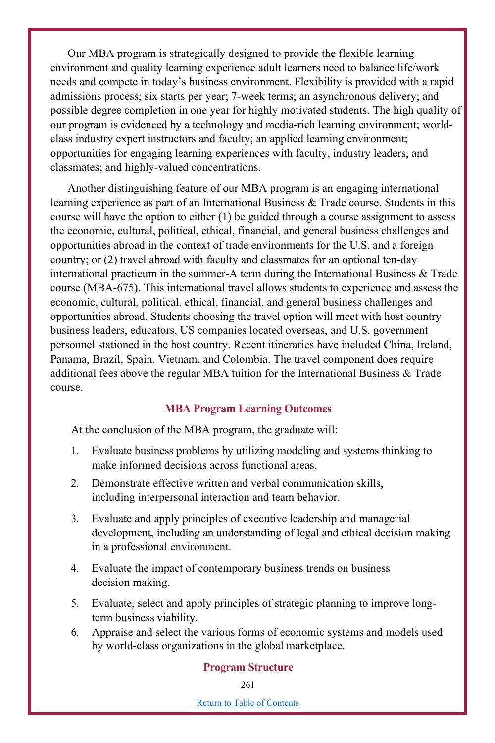Our MBA program is strategically designed to provide the flexible learning environment and quality learning experience adult learners need to balance life/work needs and compete in today's business environment. Flexibility is provided with a rapid admissions process; six starts per year; 7-week terms; an asynchronous delivery; and possible degree completion in one year for highly motivated students. The high quality of our program is evidenced by a technology and media-rich learning environment; world-class industry expert instructors and faculty; an applied learning environment; opportunities for engaging learning experiences with faculty, industry leaders, and classmates; and highly-valued concentrations.

Another distinguishing feature of our MBA program is an engaging international learning experience as part of an International Business & Trade course. Students in this course will have the option to either (1) be guided through a course assignment to assess the economic, cultural, political, ethical, financial, and general business challenges and opportunities abroad in the context of trade environments for the U.S. and a foreign country; or (2) travel abroad with faculty and classmates for an optional ten-day international practicum in the summer-A term during the International Business & Trade course (MBA-675). This international travel allows students to experience and assess the economic, cultural, political, ethical, financial, and general business challenges and opportunities abroad. Students choosing the travel option will meet with host country business leaders, educators, US companies located overseas, and U.S. government personnel stationed in the host country. Recent itineraries have included China, Ireland, Panama, Brazil, Spain, Vietnam, and Colombia. The travel component does require additional fees above the regular MBA tuition for the International Business & Trade course.

## MBA Program Learning Outcomes

At the conclusion of the MBA program, the graduate will:

1. Evaluate business problems by utilizing modeling and systems thinking to make informed decisions across functional areas.
2. Demonstrate effective written and verbal communication skills, including interpersonal interaction and team behavior.
3. Evaluate and apply principles of executive leadership and managerial development, including an understanding of legal and ethical decision making in a professional environment.
4. Evaluate the impact of contemporary business trends on business decision making.
5. Evaluate, select and apply principles of strategic planning to improve long-term business viability.
6. Appraise and select the various forms of economic systems and models used by world-class organizations in the global marketplace.

## Program Structure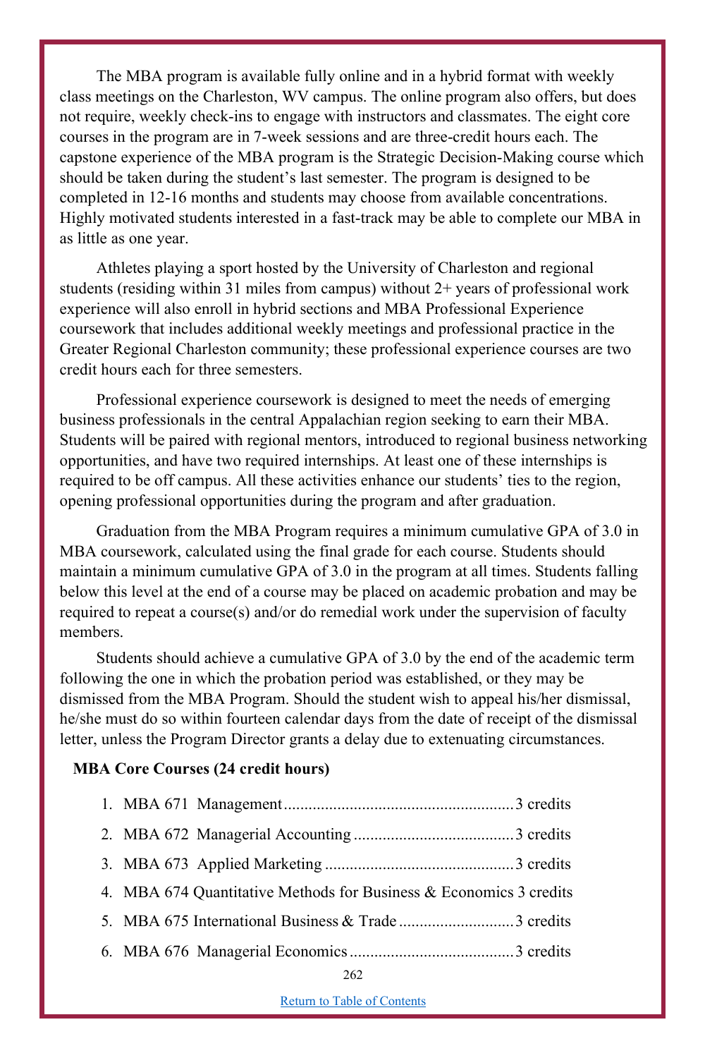The MBA program is available fully online and in a hybrid format with weekly class meetings on the Charleston, WV campus. The online program also offers, but does not require, weekly check-ins to engage with instructors and classmates. The eight core courses in the program are in 7-week sessions and are three-credit hours each. The capstone experience of the MBA program is the Strategic Decision-Making course which should be taken during the student's last semester. The program is designed to be completed in 12-16 months and students may choose from available concentrations. Highly motivated students interested in a fast-track may be able to complete our MBA in as little as one year.

Athletes playing a sport hosted by the University of Charleston and regional students (residing within 31 miles from campus) without 2+ years of professional work experience will also enroll in hybrid sections and MBA Professional Experience coursework that includes additional weekly meetings and professional practice in the Greater Regional Charleston community; these professional experience courses are two credit hours each for three semesters.

Professional experience coursework is designed to meet the needs of emerging business professionals in the central Appalachian region seeking to earn their MBA. Students will be paired with regional mentors, introduced to regional business networking opportunities, and have two required internships. At least one of these internships is required to be off campus. All these activities enhance our students' ties to the region, opening professional opportunities during the program and after graduation.

Graduation from the MBA Program requires a minimum cumulative GPA of 3.0 in MBA coursework, calculated using the final grade for each course. Students should maintain a minimum cumulative GPA of 3.0 in the program at all times. Students falling below this level at the end of a course may be placed on academic probation and may be required to repeat a course(s) and/or do remedial work under the supervision of faculty members.

Students should achieve a cumulative GPA of 3.0 by the end of the academic term following the one in which the probation period was established, or they may be dismissed from the MBA Program. Should the student wish to appeal his/her dismissal, he/she must do so within fourteen calendar days from the date of receipt of the dismissal letter, unless the Program Director grants a delay due to extenuating circumstances.

**MBA Core Courses (24 credit hours)**

1. MBA 671 Management........................................................3 credits
2. MBA 672 Managerial Accounting.......................................3 credits
3. MBA 673 Applied Marketing..............................................3 credits
4. MBA 674 Quantitative Methods for Business & Economics 3 credits
5. MBA 675 International Business & Trade............................3 credits
6. MBA 676 Managerial Economics........................................3 credits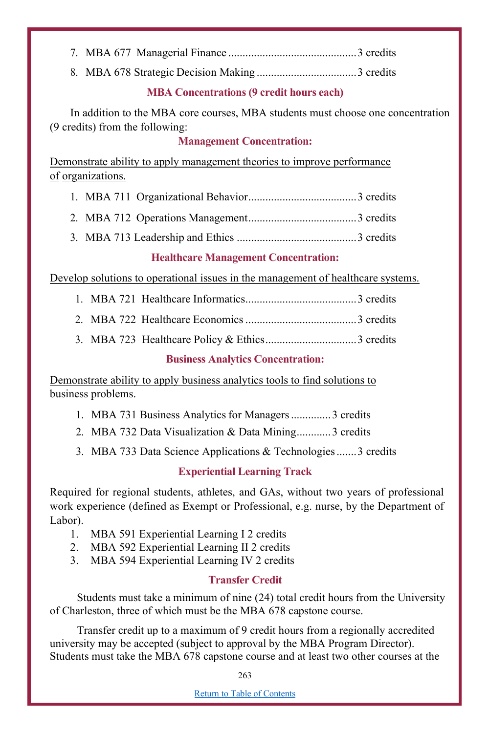7. MBA 677 Managerial Finance ............................................3 credits
8. MBA 678 Strategic Decision Making ..................................3 credits

### MBA Concentrations (9 credit hours each)

In addition to the MBA core courses, MBA students must choose one concentration (9 credits) from the following:

#### Management Concentration:

Demonstrate ability to apply management theories to improve performance of organizations.

1. MBA 711 Organizational Behavior.....................................3 credits
2. MBA 712 Operations Management.....................................3 credits
3. MBA 713 Leadership and Ethics .........................................3 credits

#### Healthcare Management Concentration:

Develop solutions to operational issues in the management of healthcare systems.

1. MBA 721 Healthcare Informatics......................................3 credits
2. MBA 722 Healthcare Economics ......................................3 credits
3. MBA 723 Healthcare Policy & Ethics...............................3 credits

#### Business Analytics Concentration:

Demonstrate ability to apply business analytics tools to find solutions to business problems.

1. MBA 731 Business Analytics for Managers .............3 credits
2. MBA 732 Data Visualization & Data Mining...........3 credits
3. MBA 733 Data Science Applications & Technologies .......3 credits

### Experiential Learning Track

Required for regional students, athletes, and GAs, without two years of professional work experience (defined as Exempt or Professional, e.g. nurse, by the Department of Labor).

1. MBA 591 Experiential Learning I 2 credits
2. MBA 592 Experiential Learning II 2 credits
3. MBA 594 Experiential Learning IV 2 credits

### Transfer Credit

Students must take a minimum of nine (24) total credit hours from the University of Charleston, three of which must be the MBA 678 capstone course.

Transfer credit up to a maximum of 9 credit hours from a regionally accredited university may be accepted (subject to approval by the MBA Program Director). Students must take the MBA 678 capstone course and at least two other courses at the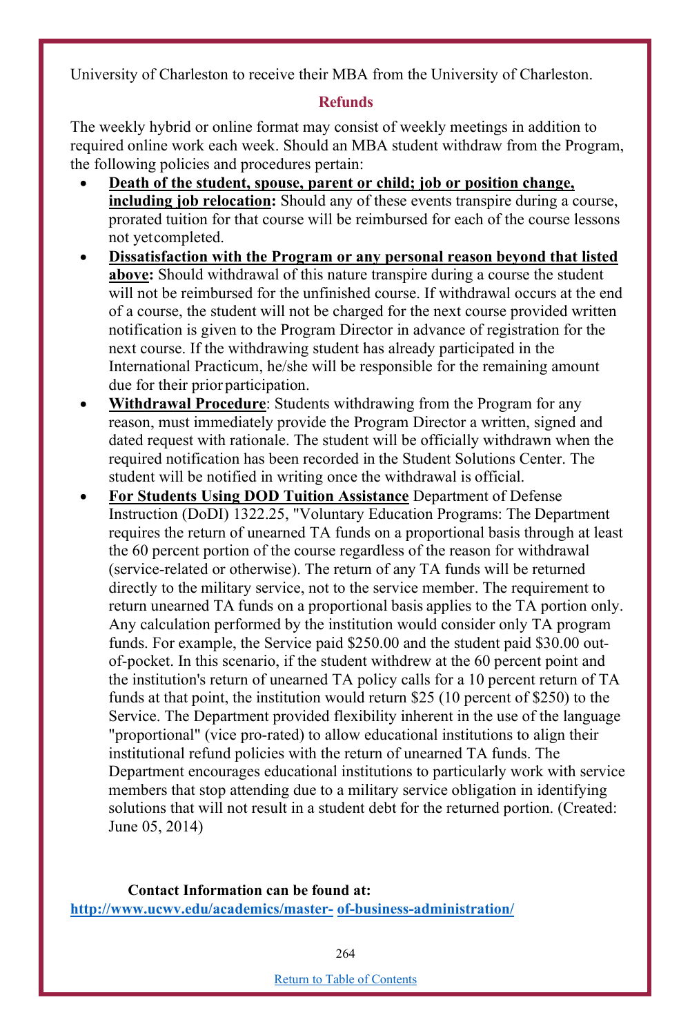University of Charleston to receive their MBA from the University of Charleston.

## Refunds

The weekly hybrid or online format may consist of weekly meetings in addition to required online work each week. Should an MBA student withdraw from the Program, the following policies and procedures pertain:

- **Death of the student, spouse, parent or child; job or position change, including job relocation:** Should any of these events transpire during a course, prorated tuition for that course will be reimbursed for each of the course lessons not yet completed.
- **Dissatisfaction with the Program or any personal reason beyond that listed above:** Should withdrawal of this nature transpire during a course the student will not be reimbursed for the unfinished course. If withdrawal occurs at the end of a course, the student will not be charged for the next course provided written notification is given to the Program Director in advance of registration for the next course. If the withdrawing student has already participated in the International Practicum, he/she will be responsible for the remaining amount due for their prior participation.
- **Withdrawal Procedure**: Students withdrawing from the Program for any reason, must immediately provide the Program Director a written, signed and dated request with rationale. The student will be officially withdrawn when the required notification has been recorded in the Student Solutions Center. The student will be notified in writing once the withdrawal is official.
- **For Students Using DOD Tuition Assistance** Department of Defense Instruction (DoDI) 1322.25, "Voluntary Education Programs: The Department requires the return of unearned TA funds on a proportional basis through at least the 60 percent portion of the course regardless of the reason for withdrawal (service-related or otherwise). The return of any TA funds will be returned directly to the military service, not to the service member. The requirement to return unearned TA funds on a proportional basis applies to the TA portion only. Any calculation performed by the institution would consider only TA program funds. For example, the Service paid $250.00 and the student paid $30.00 out-of-pocket. In this scenario, if the student withdrew at the 60 percent point and the institution's return of unearned TA policy calls for a 10 percent return of TA funds at that point, the institution would return $25 (10 percent of $250) to the Service. The Department provided flexibility inherent in the use of the language "proportional" (vice pro-rated) to allow educational institutions to align their institutional refund policies with the return of unearned TA funds. The Department encourages educational institutions to particularly work with service members that stop attending due to a military service obligation in identifying solutions that will not result in a student debt for the returned portion. (Created: June 05, 2014)

**Contact Information can be found at:**
[http://www.ucwv.edu/academics/master-of-business-administration/](http://www.ucwv.edu/academics/master-of-business-administration/)

[Return to Table of Contents]()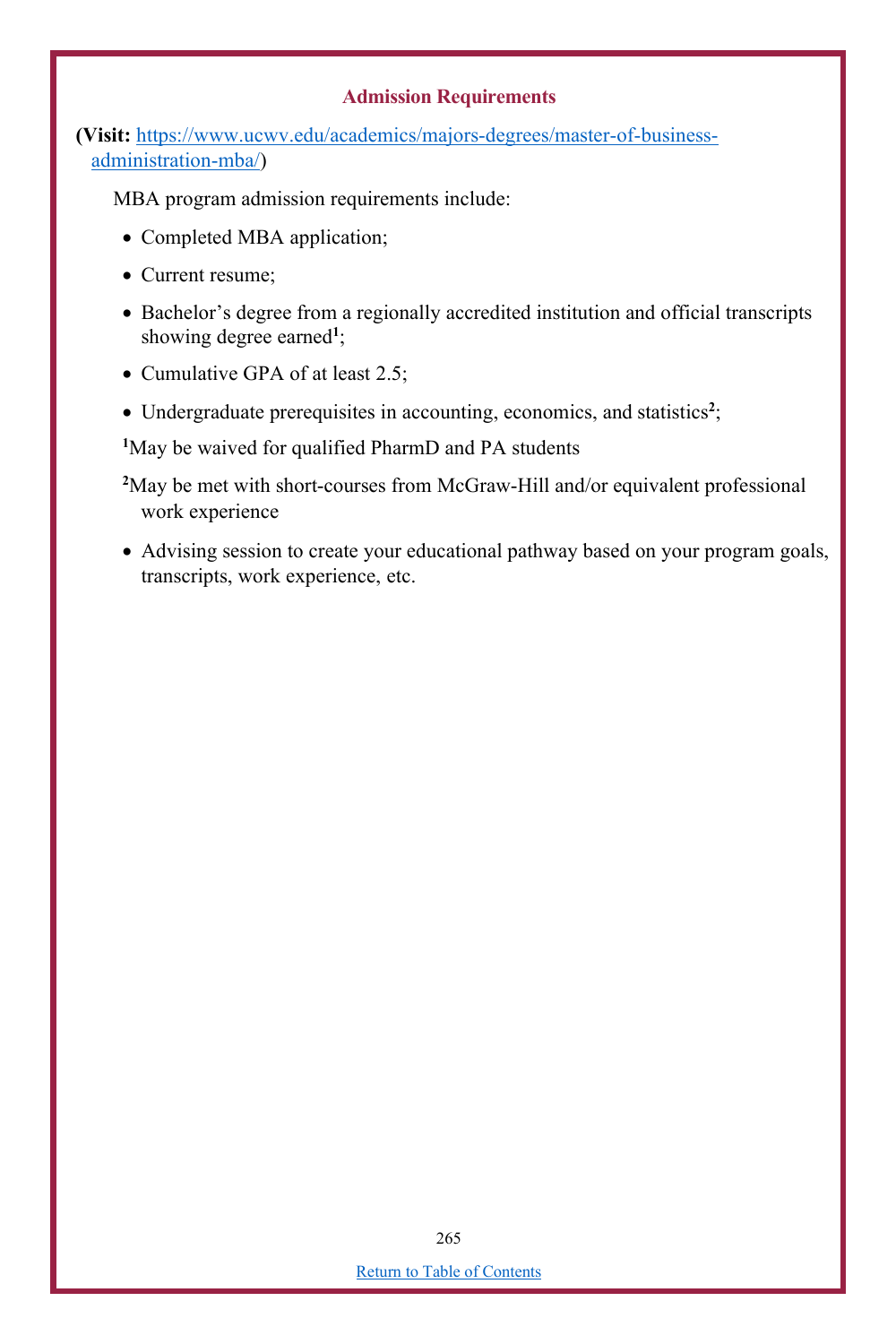### Admission Requirements

**(Visit:** https://www.ucwv.edu/academics/majors-degrees/master-of-business-administration-mba/)

MBA program admission requirements include:

- Completed MBA application;
- Current resume;
- Bachelor's degree from a regionally accredited institution and official transcripts showing degree earned[1];
- Cumulative GPA of at least 2.5;
- Undergraduate prerequisites in accounting, economics, and statistics[2];

[1]May be waived for qualified PharmD and PA students

[2]May be met with short-courses from McGraw-Hill and/or equivalent professional work experience

- Advising session to create your educational pathway based on your program goals, transcripts, work experience, etc.

Return to Table of Contents